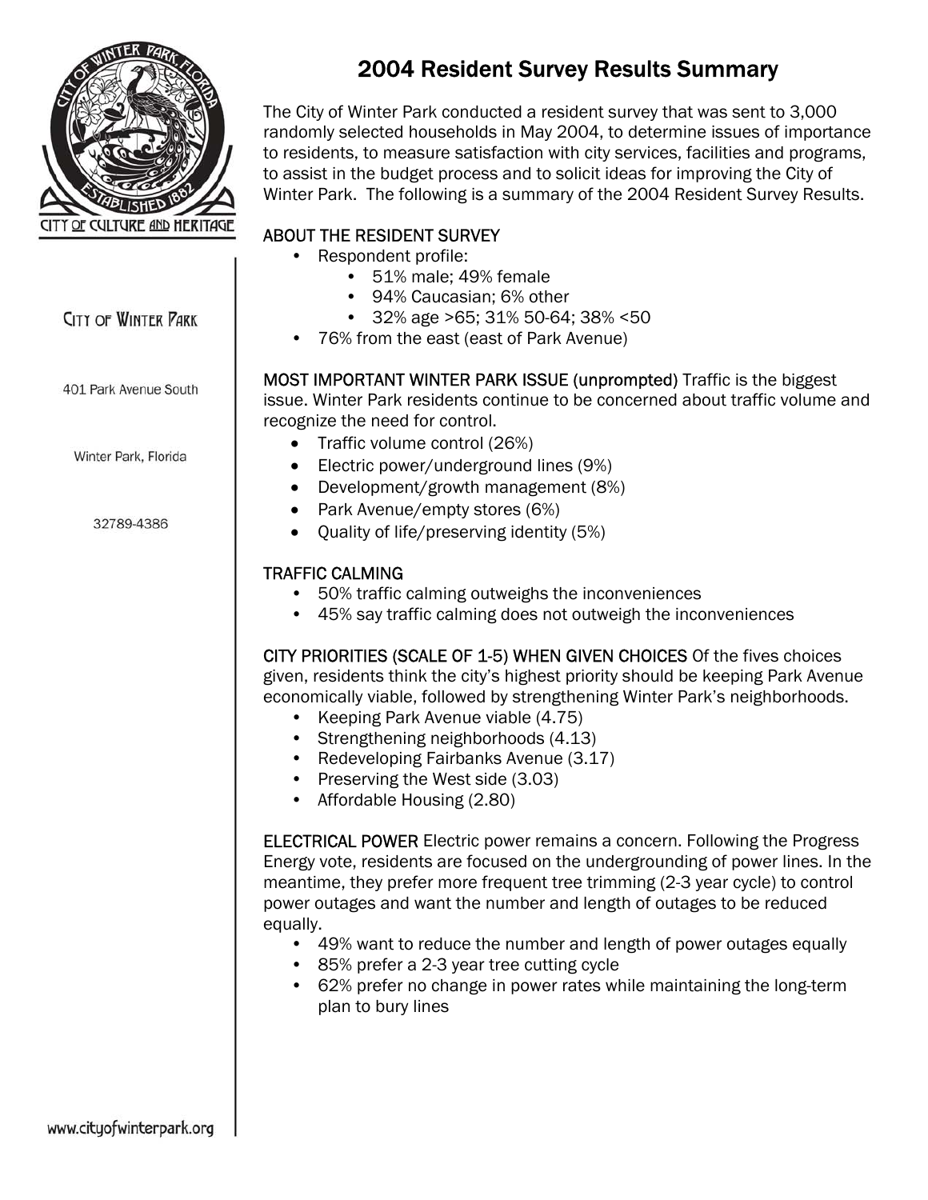City of Winter Park

401 Park Avenue South

Winter Park, Florida

32789-4386

www.cityofwinterpark.org

# 2004 Resident Survey Results Summary

The City of Winter Park conducted a resident survey that was sent to 3,000 randomly selected households in May 2004, to determine issues of importance to residents, to measure satisfaction with city services, facilities and programs, to assist in the budget process and to solicit ideas for improving the City of Winter Park. The following is a summary of the 2004 Resident Survey Results.

ABOUT THE RESIDENT SURVEY

- Respondent profile:
  - 51% male; 49% female
  - 94% Caucasian; 6% other
  - 32% age >65; 31% 50-64; 38% <50
- 76% from the east (east of Park Avenue)

MOST IMPORTANT WINTER PARK ISSUE (unprompted) Traffic is the biggest issue. Winter Park residents continue to be concerned about traffic volume and recognize the need for control.

- Traffic volume control (26%)
- Electric power/underground lines (9%)
- Development/growth management (8%)
- Park Avenue/empty stores (6%)
- Quality of life/preserving identity (5%)

TRAFFIC CALMING

- 50% traffic calming outweighs the inconveniences
- 45% say traffic calming does not outweigh the inconveniences

CITY PRIORITIES (SCALE OF 1-5) WHEN GIVEN CHOICES Of the fives choices given, residents think the city's highest priority should be keeping Park Avenue economically viable, followed by strengthening Winter Park's neighborhoods.

- Keeping Park Avenue viable (4.75)
- Strengthening neighborhoods (4.13)
- Redeveloping Fairbanks Avenue (3.17)
- Preserving the West side (3.03)
- Affordable Housing (2.80)

ELECTRICAL POWER Electric power remains a concern. Following the Progress Energy vote, residents are focused on the undergrounding of power lines. In the meantime, they prefer more frequent tree trimming (2-3 year cycle) to control power outages and want the number and length of outages to be reduced equally.

- 49% want to reduce the number and length of power outages equally
- 85% prefer a 2-3 year tree cutting cycle
- 62% prefer no change in power rates while maintaining the long-term plan to bury lines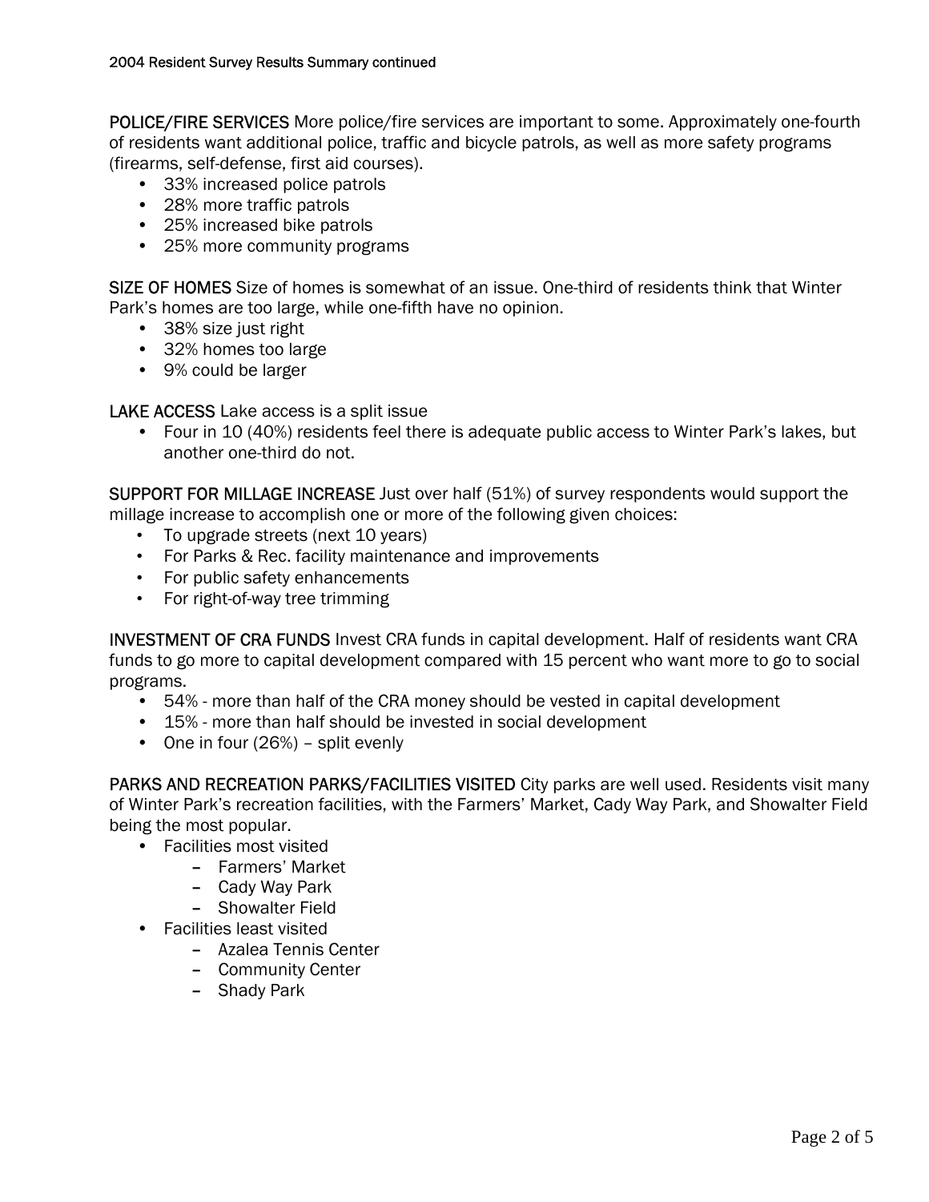**POLICE/FIRE SERVICES** More police/fire services are important to some. Approximately one-fourth of residents want additional police, traffic and bicycle patrols, as well as more safety programs (firearms, self-defense, first aid courses).

- 33% increased police patrols
- 28% more traffic patrols
- 25% increased bike patrols
- 25% more community programs

**SIZE OF HOMES** Size of homes is somewhat of an issue. One-third of residents think that Winter Park's homes are too large, while one-fifth have no opinion.

- 38% size just right
- 32% homes too large
- 9% could be larger

**LAKE ACCESS** Lake access is a split issue

- Four in 10 (40%) residents feel there is adequate public access to Winter Park's lakes, but another one-third do not.

**SUPPORT FOR MILLAGE INCREASE** Just over half (51%) of survey respondents would support the millage increase to accomplish one or more of the following given choices:

- To upgrade streets (next 10 years)
- For Parks & Rec. facility maintenance and improvements
- For public safety enhancements
- For right-of-way tree trimming

**INVESTMENT OF CRA FUNDS** Invest CRA funds in capital development. Half of residents want CRA funds to go more to capital development compared with 15 percent who want more to go to social programs.

- 54% - more than half of the CRA money should be vested in capital development
- 15% - more than half should be invested in social development
- One in four (26%) – split evenly

**PARKS AND RECREATION PARKS/FACILITIES VISITED** City parks are well used. Residents visit many of Winter Park's recreation facilities, with the Farmers' Market, Cady Way Park, and Showalter Field being the most popular.

- Facilities most visited
  - Farmers' Market
  - Cady Way Park
  - Showalter Field
- Facilities least visited
  - Azalea Tennis Center
  - Community Center
  - Shady Park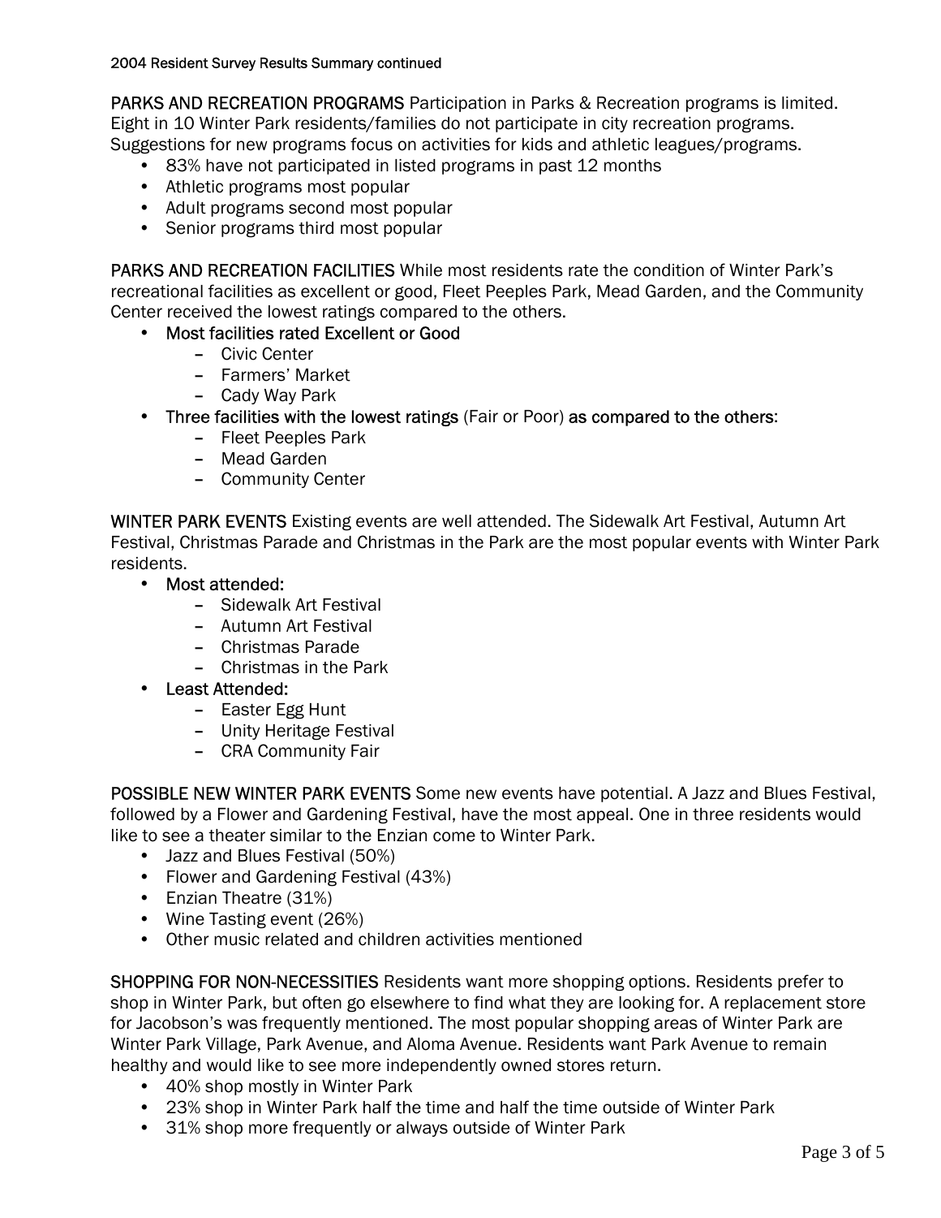PARKS AND RECREATION PROGRAMS Participation in Parks & Recreation programs is limited. Eight in 10 Winter Park residents/families do not participate in city recreation programs. Suggestions for new programs focus on activities for kids and athletic leagues/programs.

- 83% have not participated in listed programs in past 12 months
- Athletic programs most popular
- Adult programs second most popular
- Senior programs third most popular

PARKS AND RECREATION FACILITIES While most residents rate the condition of Winter Park's recreational facilities as excellent or good, Fleet Peeples Park, Mead Garden, and the Community Center received the lowest ratings compared to the others.

- Most facilities rated Excellent or Good
  - Civic Center
  - Farmers' Market
  - Cady Way Park
- Three facilities with the lowest ratings (Fair or Poor) as compared to the others:
  - Fleet Peeples Park
  - Mead Garden
  - Community Center

WINTER PARK EVENTS Existing events are well attended. The Sidewalk Art Festival, Autumn Art Festival, Christmas Parade and Christmas in the Park are the most popular events with Winter Park residents.

- Most attended:
  - Sidewalk Art Festival
  - Autumn Art Festival
  - Christmas Parade
  - Christmas in the Park
- Least Attended:
  - Easter Egg Hunt
  - Unity Heritage Festival
  - CRA Community Fair

POSSIBLE NEW WINTER PARK EVENTS Some new events have potential. A Jazz and Blues Festival, followed by a Flower and Gardening Festival, have the most appeal. One in three residents would like to see a theater similar to the Enzian come to Winter Park.

- Jazz and Blues Festival (50%)
- Flower and Gardening Festival (43%)
- Enzian Theatre (31%)
- Wine Tasting event (26%)
- Other music related and children activities mentioned

SHOPPING FOR NON-NECESSITIES Residents want more shopping options. Residents prefer to shop in Winter Park, but often go elsewhere to find what they are looking for. A replacement store for Jacobson's was frequently mentioned. The most popular shopping areas of Winter Park are Winter Park Village, Park Avenue, and Aloma Avenue. Residents want Park Avenue to remain healthy and would like to see more independently owned stores return.

- 40% shop mostly in Winter Park
- 23% shop in Winter Park half the time and half the time outside of Winter Park
- 31% shop more frequently or always outside of Winter Park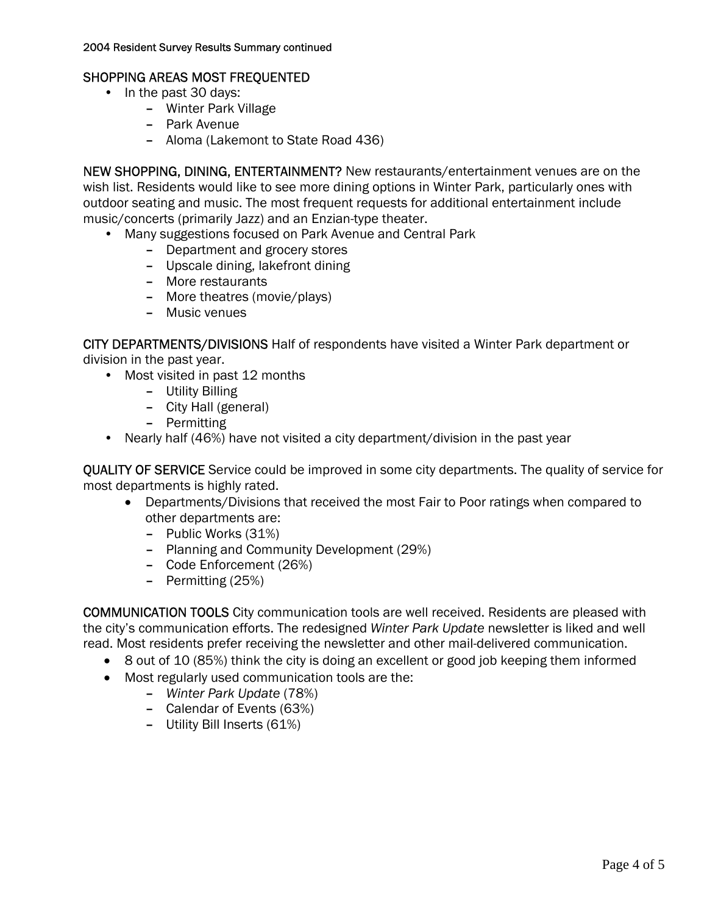SHOPPING AREAS MOST FREQUENTED

- In the past 30 days:
  - Winter Park Village
  - Park Avenue
  - Aloma (Lakemont to State Road 436)

NEW SHOPPING, DINING, ENTERTAINMENT? New restaurants/entertainment venues are on the wish list. Residents would like to see more dining options in Winter Park, particularly ones with outdoor seating and music. The most frequent requests for additional entertainment include music/concerts (primarily Jazz) and an Enzian-type theater.

- Many suggestions focused on Park Avenue and Central Park
  - Department and grocery stores
  - Upscale dining, lakefront dining
  - More restaurants
  - More theatres (movie/plays)
  - Music venues

CITY DEPARTMENTS/DIVISIONS Half of respondents have visited a Winter Park department or division in the past year.

- Most visited in past 12 months
  - Utility Billing
  - City Hall (general)
  - Permitting
- Nearly half (46%) have not visited a city department/division in the past year

QUALITY OF SERVICE Service could be improved in some city departments. The quality of service for most departments is highly rated.

- Departments/Divisions that received the most Fair to Poor ratings when compared to other departments are:
  - Public Works (31%)
  - Planning and Community Development (29%)
  - Code Enforcement (26%)
  - Permitting (25%)

COMMUNICATION TOOLS City communication tools are well received. Residents are pleased with the city's communication efforts. The redesigned *Winter Park Update* newsletter is liked and well read. Most residents prefer receiving the newsletter and other mail-delivered communication.

- 8 out of 10 (85%) think the city is doing an excellent or good job keeping them informed
- Most regularly used communication tools are the:
  - *Winter Park Update* (78%)
  - Calendar of Events (63%)
  - Utility Bill Inserts (61%)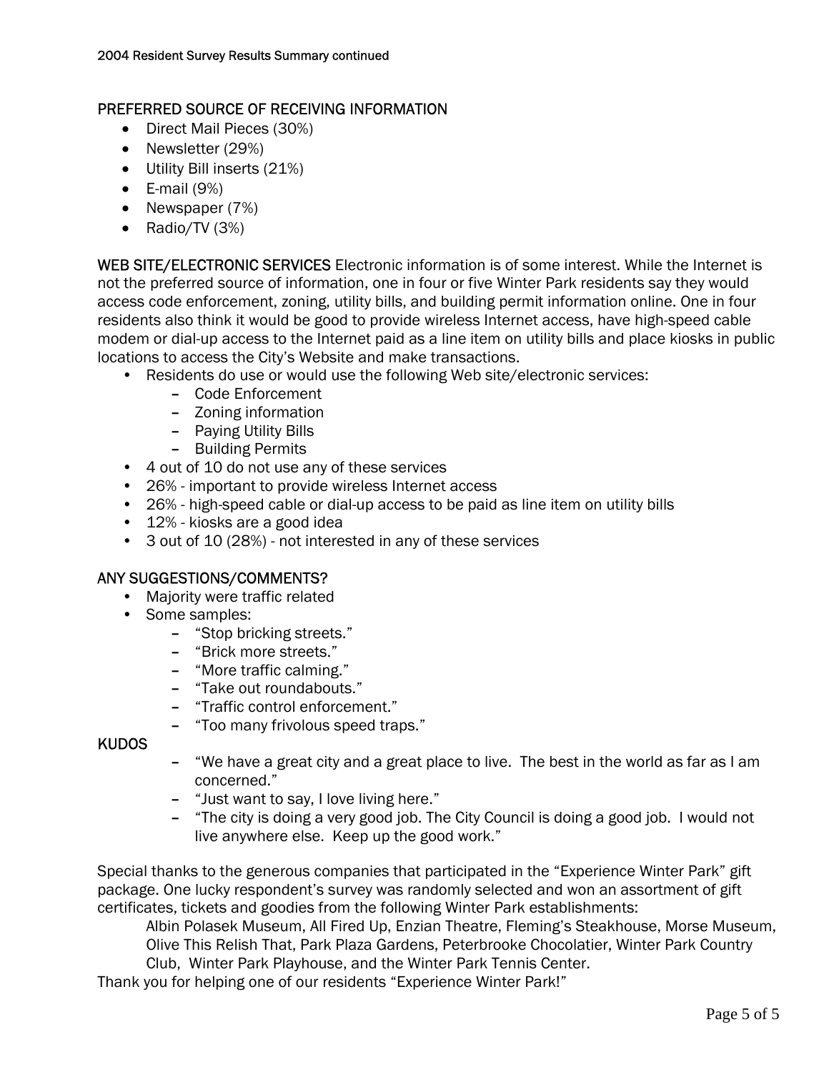## PREFERRED SOURCE OF RECEIVING INFORMATION

- Direct Mail Pieces (30%)
- Newsletter (29%)
- Utility Bill inserts (21%)
- E-mail (9%)
- Newspaper (7%)
- Radio/TV (3%)

**WEB SITE/ELECTRONIC SERVICES** Electronic information is of some interest. While the Internet is not the preferred source of information, one in four or five Winter Park residents say they would access code enforcement, zoning, utility bills, and building permit information online. One in four residents also think it would be good to provide wireless Internet access, have high-speed cable modem or dial-up access to the Internet paid as a line item on utility bills and place kiosks in public locations to access the City's Website and make transactions.

- Residents do use or would use the following Web site/electronic services:
  - Code Enforcement
  - Zoning information
  - Paying Utility Bills
  - Building Permits
- 4 out of 10 do not use any of these services
- 26% - important to provide wireless Internet access
- 26% - high-speed cable or dial-up access to be paid as line item on utility bills
- 12% - kiosks are a good idea
- 3 out of 10 (28%) - not interested in any of these services

## ANY SUGGESTIONS/COMMENTS?

- Majority were traffic related
- Some samples:
  - "Stop bricking streets."
  - "Brick more streets."
  - "More traffic calming."
  - "Take out roundabouts."
  - "Traffic control enforcement."
  - "Too many frivolous speed traps."

## KUDOS

- "We have a great city and a great place to live. The best in the world as far as I am concerned."
- "Just want to say, I love living here."
- "The city is doing a very good job. The City Council is doing a good job. I would not live anywhere else. Keep up the good work."

Special thanks to the generous companies that participated in the "Experience Winter Park" gift package. One lucky respondent's survey was randomly selected and won an assortment of gift certificates, tickets and goodies from the following Winter Park establishments:

Albin Polasek Museum, All Fired Up, Enzian Theatre, Fleming's Steakhouse, Morse Museum, Olive This Relish That, Park Plaza Gardens, Peterbrooke Chocolatier, Winter Park Country Club, Winter Park Playhouse, and the Winter Park Tennis Center.

Thank you for helping one of our residents "Experience Winter Park!"